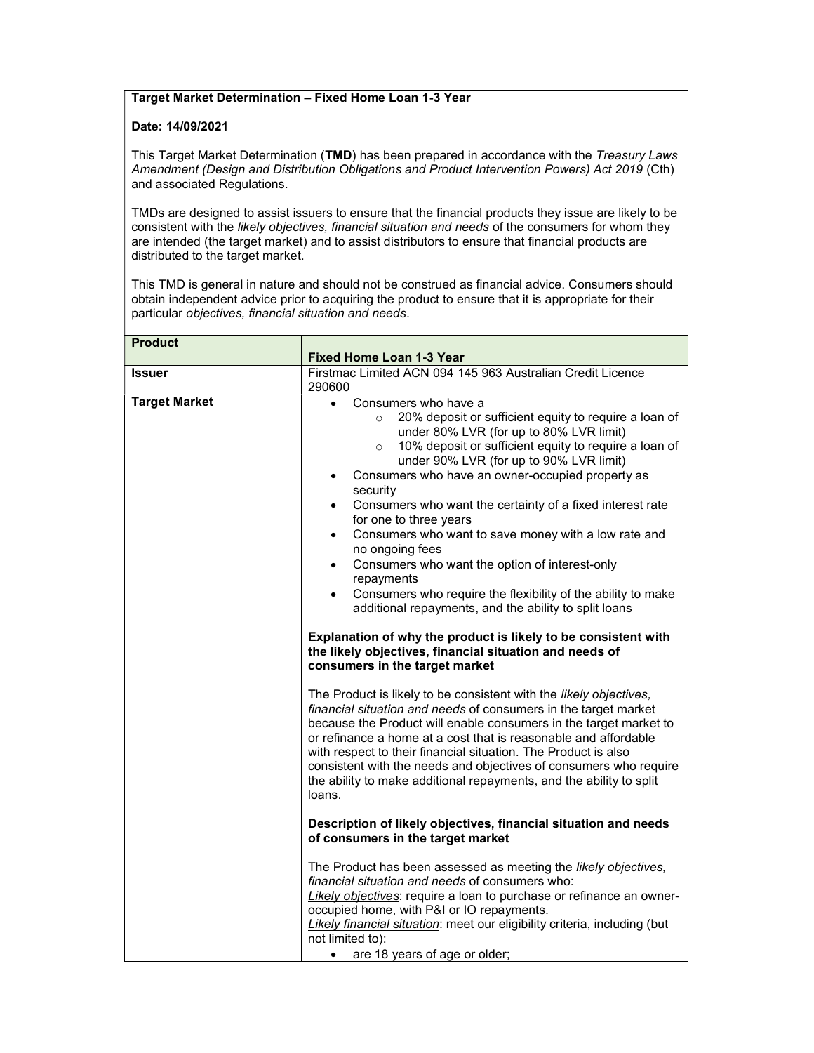**Target Market Determination – Fixed Home Loan 1-3 Year**

**Date: 14/09/2021**

This Target Market Determination (**TMD**) has been prepared in accordance with the *Treasury Laws Amendment (Design and Distribution Obligations and Product Intervention Powers) Act 2019* (Cth) and associated Regulations.

TMDs are designed to assist issuers to ensure that the financial products they issue are likely to be consistent with the *likely objectives, financial situation and needs* of the consumers for whom they are intended (the target market) and to assist distributors to ensure that financial products are distributed to the target market.

This TMD is general in nature and should not be construed as financial advice. Consumers should obtain independent advice prior to acquiring the product to ensure that it is appropriate for their particular *objectives, financial situation and needs*.

| **Product** | **Fixed Home Loan 1-3 Year** |
|---|---|
| **Issuer** | Firstmac Limited ACN 094 145 963 Australian Credit Licence 290600 |
| **Target Market** | • Consumers who have a<br>&nbsp;&nbsp;&nbsp;&nbsp;○ 20% deposit or sufficient equity to require a loan of under 80% LVR (for up to 80% LVR limit)<br>&nbsp;&nbsp;&nbsp;&nbsp;○ 10% deposit or sufficient equity to require a loan of under 90% LVR (for up to 90% LVR limit)<br>• Consumers who have an owner-occupied property as security<br>• Consumers who want the certainty of a fixed interest rate for one to three years<br>• Consumers who want to save money with a low rate and no ongoing fees<br>• Consumers who want the option of interest-only repayments<br>• Consumers who require the flexibility of the ability to make additional repayments, and the ability to split loans<br><br>**Explanation of why the product is likely to be consistent with the likely objectives, financial situation and needs of consumers in the target market**<br><br>The Product is likely to be consistent with the *likely objectives, financial situation and needs* of consumers in the target market because the Product will enable consumers in the target market to or refinance a home at a cost that is reasonable and affordable with respect to their financial situation. The Product is also consistent with the needs and objectives of consumers who require the ability to make additional repayments, and the ability to split loans.<br><br>**Description of likely objectives, financial situation and needs of consumers in the target market**<br><br>The Product has been assessed as meeting the *likely objectives, financial situation and needs* of consumers who:<br>Likely objectives: require a loan to purchase or refinance an owner-occupied home, with P&I or IO repayments.<br>Likely financial situation: meet our eligibility criteria, including (but not limited to):<br>• are 18 years of age or older; |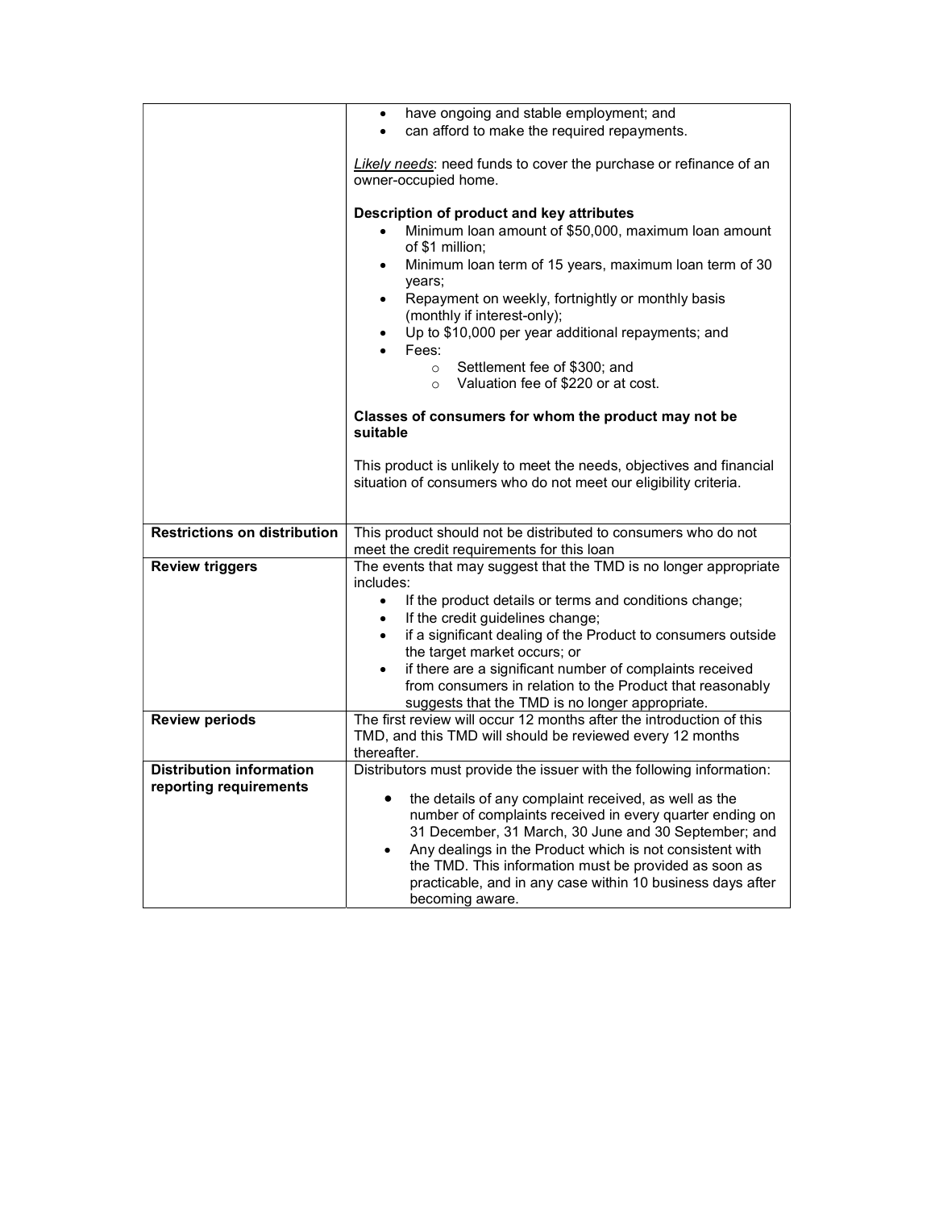| | |
|---|---|
| | • have ongoing and stable employment; and<br>• can afford to make the required repayments.<br><br>*Likely needs*: need funds to cover the purchase or refinance of an owner-occupied home.<br><br>**Description of product and key attributes**<br>• Minimum loan amount of $50,000, maximum loan amount of $1 million;<br>• Minimum loan term of 15 years, maximum loan term of 30 years;<br>• Repayment on weekly, fortnightly or monthly basis (monthly if interest-only);<br>• Up to $10,000 per year additional repayments; and<br>• Fees:<br>  ○ Settlement fee of $300; and<br>  ○ Valuation fee of $220 or at cost.<br><br>**Classes of consumers for whom the product may not be suitable**<br><br>This product is unlikely to meet the needs, objectives and financial situation of consumers who do not meet our eligibility criteria. |
| **Restrictions on distribution** | This product should not be distributed to consumers who do not meet the credit requirements for this loan |
| **Review triggers** | The events that may suggest that the TMD is no longer appropriate includes:<br>• If the product details or terms and conditions change;<br>• If the credit guidelines change;<br>• if a significant dealing of the Product to consumers outside the target market occurs; or<br>• if there are a significant number of complaints received from consumers in relation to the Product that reasonably suggests that the TMD is no longer appropriate. |
| **Review periods** | The first review will occur 12 months after the introduction of this TMD, and this TMD will should be reviewed every 12 months thereafter. |
| **Distribution information reporting requirements** | Distributors must provide the issuer with the following information:<br><br>• the details of any complaint received, as well as the number of complaints received in every quarter ending on 31 December, 31 March, 30 June and 30 September; and<br>• Any dealings in the Product which is not consistent with the TMD. This information must be provided as soon as practicable, and in any case within 10 business days after becoming aware. |